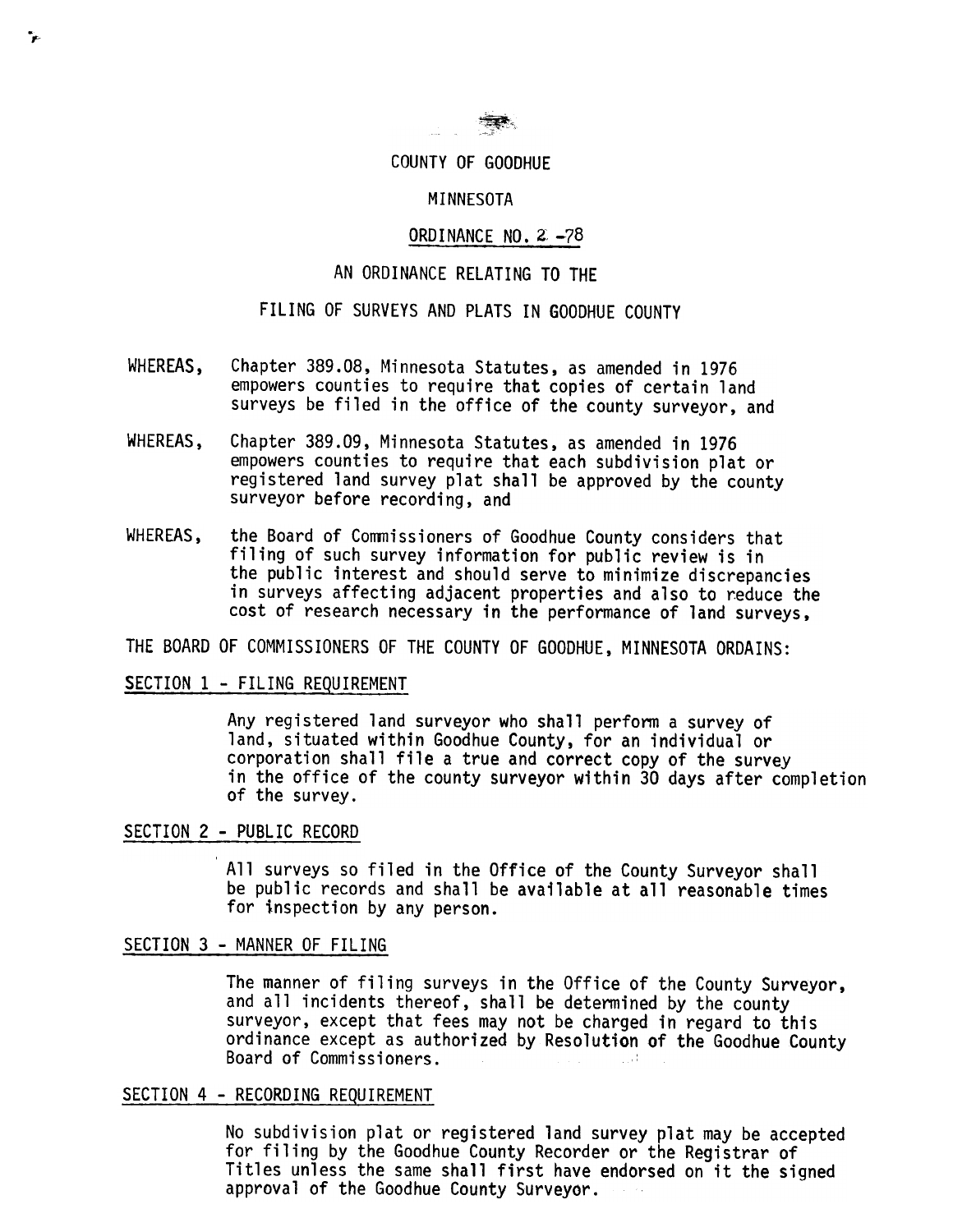# COUNTY OF GOODHUE

## MINNESOTA

## ORDINANCE NO. 2 -78

## AN ORDINANCE RELATING TO THE FILING OF SURVEYS AND PLATS IN GOODHUE COUNTY

WHEREAS, Chapter 389.08, Minnesota Statutes, as amended in 1976 empowers counties to require that copies of certain land surveys be filed in the office of the county surveyor, and

WHEREAS, Chapter 389.09, Minnesota Statutes, as amended in 1976 empowers counties to require that each subdivision plat or registered land survey plat shall be approved by the county surveyor before recording, and

WHEREAS, the Board of Commissioners of Goodhue County considers that filing of such survey information for public review is in the public interest and should serve to minimize discrepancies in surveys affecting adjacent properties and also to reduce the cost of research necessary in the performance of land surveys,

THE BOARD OF COMMISSIONERS OF THE COUNTY OF GOODHUE, MINNESOTA ORDAINS:

### SECTION 1 - FILING REQUIREMENT

Any registered land surveyor who shall perform a survey of land, situated within Goodhue County, for an individual or corporation shall file a true and correct copy of the survey in the office of the county surveyor within 30 days after completion of the survey.

### SECTION 2 - PUBLIC RECORD

All surveys so filed in the Office of the County Surveyor shall be public records and shall be available at all reasonable times for inspection by any person.

### SECTION 3 - MANNER OF FILING

The manner of filing surveys in the Office of the County Surveyor, and all incidents thereof, shall be determined by the county surveyor, except that fees may not be charged in regard to this ordinance except as authorized by Resolution of the Goodhue County Board of Commissioners.

### SECTION 4 - RECORDING REQUIREMENT

No subdivision plat or registered land survey plat may be accepted for filing by the Goodhue County Recorder or the Registrar of Titles unless the same shall first have endorsed on it the signed approval of the Goodhue County Surveyor.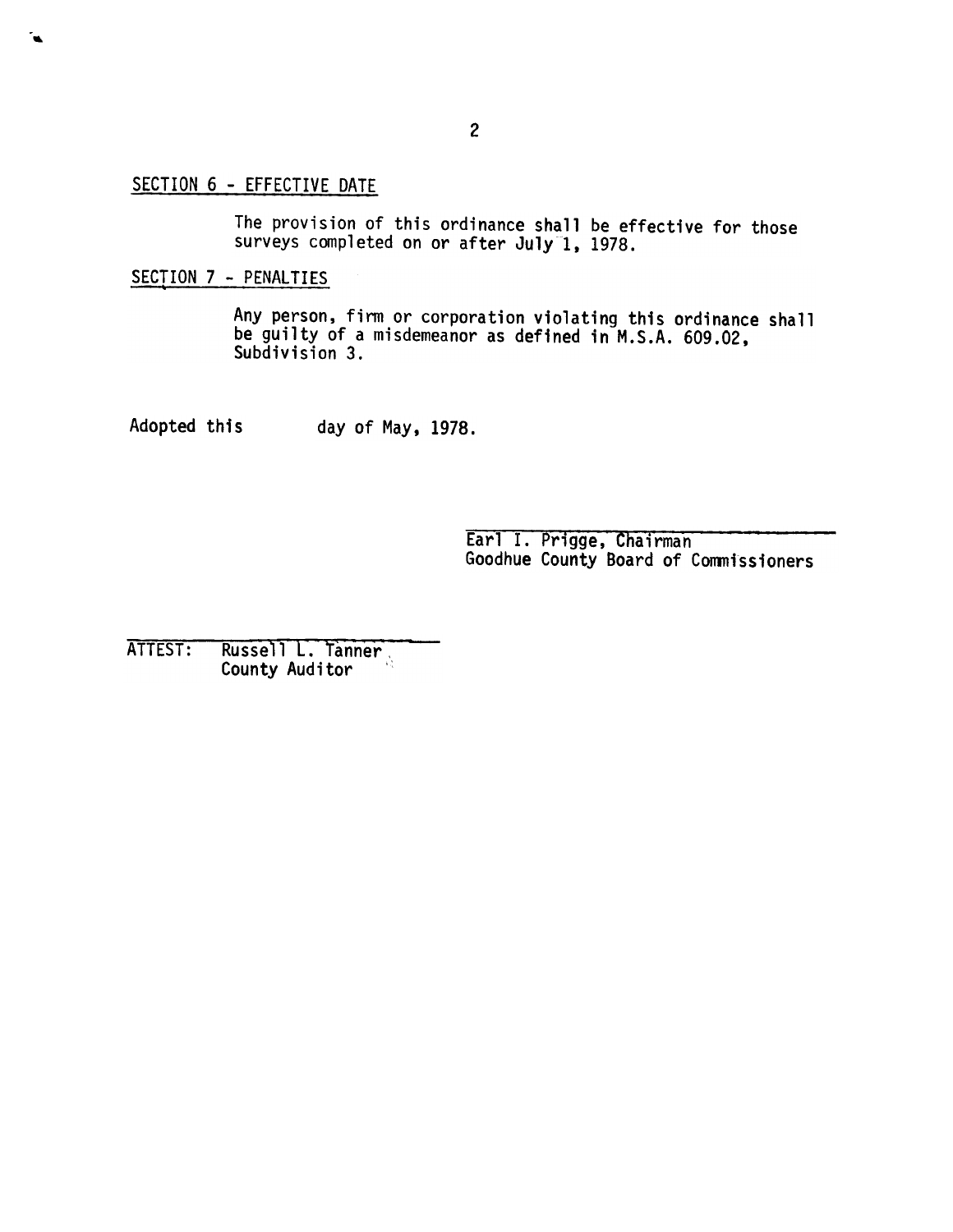## SECTION 6 - EFFECTIVE DATE

The provision of this ordinance shall be effective for those surveys completed on or after July 1, 1978.

## SECTION 7 - PENALTIES

Any person, firm or corporation violating this ordinance shall be guilty of a misdemeanor as defined in M.S.A. 609.02, Subdivision 3.

Adopted this day of May, 1978.

Earl I. Prigge, Chairman
Goodhue County Board of Commissioners

ATTEST: Russell L. Tanner
County Auditor